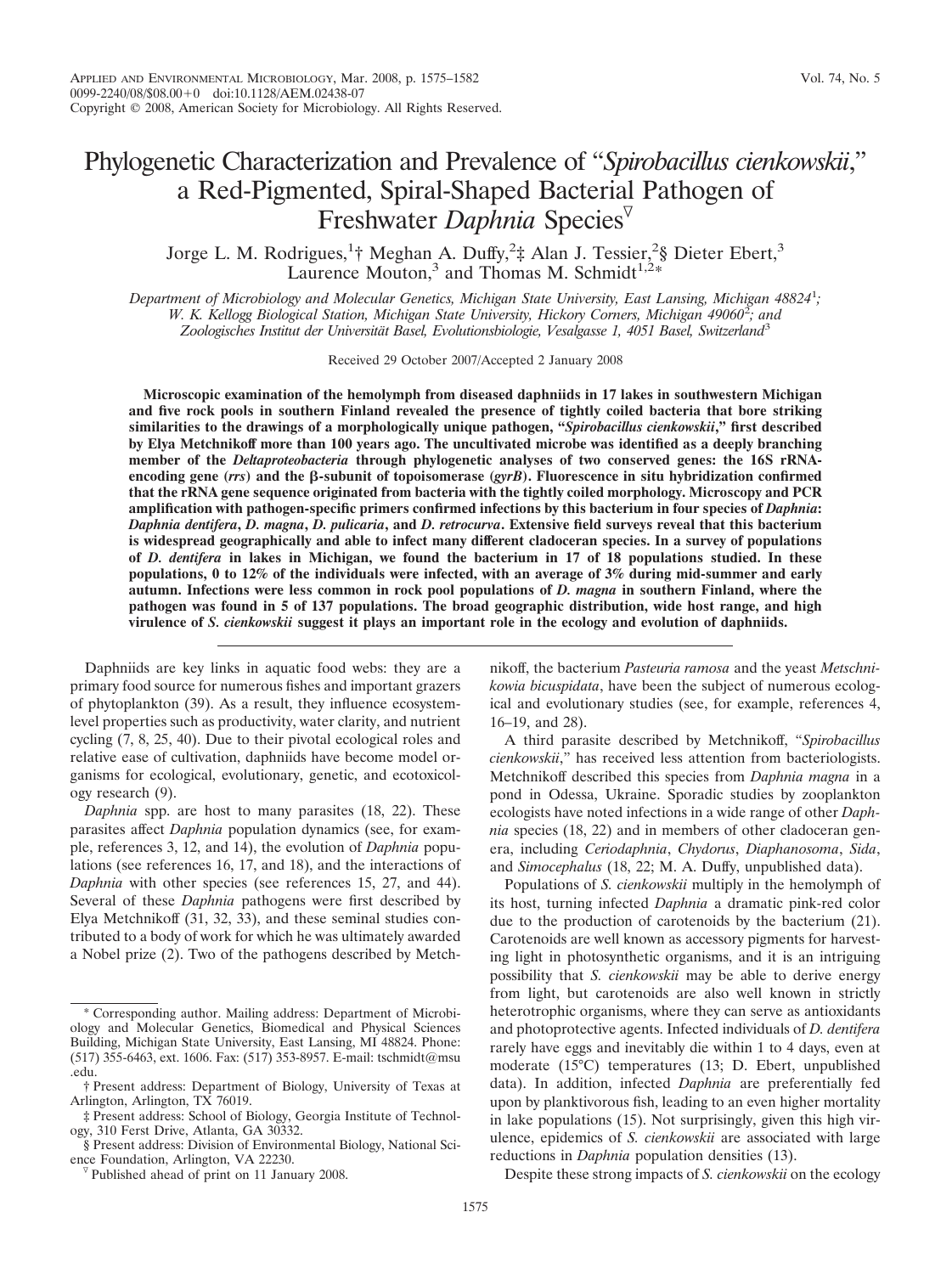# Phylogenetic Characterization and Prevalence of "*Spirobacillus cienkowskii*," a Red-Pigmented, Spiral-Shaped Bacterial Pathogen of Freshwater *Daphnia* Species

Jorge L. M. Rodrigues,[1]† Meghan A. Duffy,[2]‡ Alan J. Tessier,[2]§ Dieter Ebert,[3] Laurence Mouton,[3] and Thomas M. Schmidt[1,2]*

*Department of Microbiology and Molecular Genetics, Michigan State University, East Lansing, Michigan 48824*[1]*; W. K. Kellogg Biological Station, Michigan State University, Hickory Corners, Michigan 49060*[2]*; and Zoologisches Institut der Universität Basel, Evolutionsbiologie, Vesalgasse 1, 4051 Basel, Switzerland*[3]

Received 29 October 2007/Accepted 2 January 2008

**Microscopic examination of the hemolymph from diseased daphniids in 17 lakes in southwestern Michigan and five rock pools in southern Finland revealed the presence of tightly coiled bacteria that bore striking similarities to the drawings of a morphologically unique pathogen, "*Spirobacillus cienkowskii*," first described by Elya Metchnikoff more than 100 years ago. The uncultivated microbe was identified as a deeply branching member of the *Deltaproteobacteria* through phylogenetic analyses of two conserved genes: the 16S rRNA-encoding gene (*rrs*) and the β-subunit of topoisomerase (*gyrB*). Fluorescence in situ hybridization confirmed that the rRNA gene sequence originated from bacteria with the tightly coiled morphology. Microscopy and PCR amplification with pathogen-specific primers confirmed infections by this bacterium in four species of *Daphnia*: *Daphnia dentifera*, *D. magna*, *D. pulicaria*, and *D. retrocurva*. Extensive field surveys reveal that this bacterium is widespread geographically and able to infect many different cladoceran species. In a survey of populations of *D. dentifera* in lakes in Michigan, we found the bacterium in 17 of 18 populations studied. In these populations, 0 to 12% of the individuals were infected, with an average of 3% during mid-summer and early autumn. Infections were less common in rock pool populations of *D. magna* in southern Finland, where the pathogen was found in 5 of 137 populations. The broad geographic distribution, wide host range, and high virulence of *S. cienkowskii* suggest it plays an important role in the ecology and evolution of daphniids.**

Daphniids are key links in aquatic food webs: they are a primary food source for numerous fishes and important grazers of phytoplankton (39). As a result, they influence ecosystem-level properties such as productivity, water clarity, and nutrient cycling (7, 8, 25, 40). Due to their pivotal ecological roles and relative ease of cultivation, daphniids have become model organisms for ecological, evolutionary, genetic, and ecotoxicology research (9).

*Daphnia* spp. are host to many parasites (18, 22). These parasites affect *Daphnia* population dynamics (see, for example, references 3, 12, and 14), the evolution of *Daphnia* populations (see references 16, 17, and 18), and the interactions of *Daphnia* with other species (see references 15, 27, and 44). Several of these *Daphnia* pathogens were first described by Elya Metchnikoff (31, 32, 33), and these seminal studies contributed to a body of work for which he was ultimately awarded a Nobel prize (2). Two of the pathogens described by Metchnikoff, the bacterium *Pasteuria ramosa* and the yeast *Metschnikowia bicuspidata*, have been the subject of numerous ecological and evolutionary studies (see, for example, references 4, 16–19, and 28).

A third parasite described by Metchnikoff, "*Spirobacillus cienkowskii*," has received less attention from bacteriologists. Metchnikoff described this species from *Daphnia magna* in a pond in Odessa, Ukraine. Sporadic studies by zooplankton ecologists have noted infections in a wide range of other *Daphnia* species (18, 22) and in members of other cladoceran genera, including *Ceriodaphnia*, *Chydorus*, *Diaphanosoma*, *Sida*, and *Simocephalus* (18, 22; M. A. Duffy, unpublished data).

Populations of *S. cienkowskii* multiply in the hemolymph of its host, turning infected *Daphnia* a dramatic pink-red color due to the production of carotenoids by the bacterium (21). Carotenoids are well known as accessory pigments for harvesting light in photosynthetic organisms, and it is an intriguing possibility that *S. cienkowskii* may be able to derive energy from light, but carotenoids are also well known in strictly heterotrophic organisms, where they can serve as antioxidants and photoprotective agents. Infected individuals of *D. dentifera* rarely have eggs and inevitably die within 1 to 4 days, even at moderate (15°C) temperatures (13; D. Ebert, unpublished data). In addition, infected *Daphnia* are preferentially fed upon by planktivorous fish, leading to an even higher mortality in lake populations (15). Not surprisingly, given this high virulence, epidemics of *S. cienkowskii* are associated with large reductions in *Daphnia* population densities (13).

Despite these strong impacts of *S. cienkowskii* on the ecology

---

\* Corresponding author. Mailing address: Department of Microbiology and Molecular Genetics, Biomedical and Physical Sciences Building, Michigan State University, East Lansing, MI 48824. Phone: (517) 355-6463, ext. 1606. Fax: (517) 353-8957. E-mail: tschmidt@msu.edu.

† Present address: Department of Biology, University of Texas at Arlington, Arlington, TX 76019.

‡ Present address: School of Biology, Georgia Institute of Technology, 310 Ferst Drive, Atlanta, GA 30332.

§ Present address: Division of Environmental Biology, National Science Foundation, Arlington, VA 22230.

▿ Published ahead of print on 11 January 2008.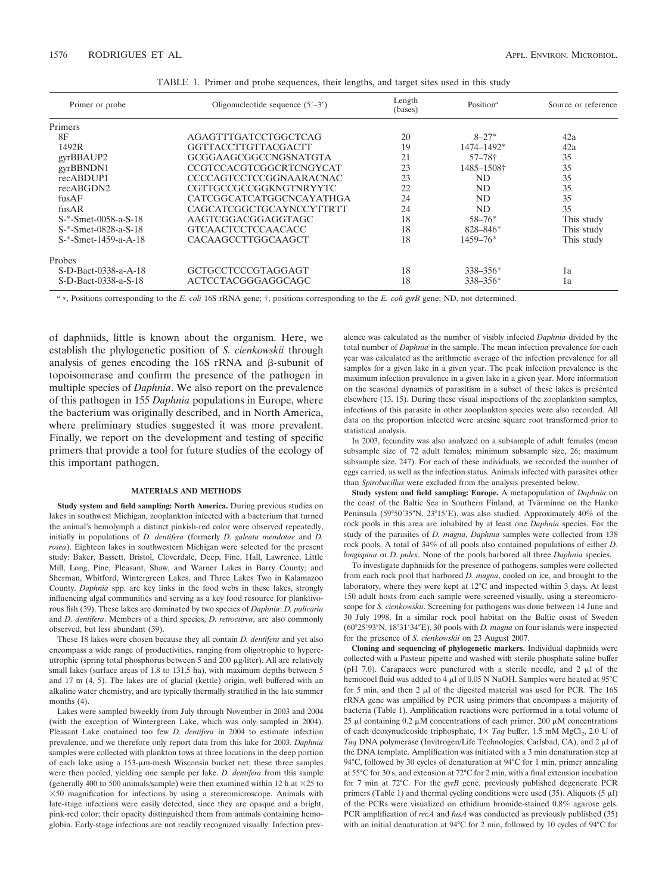TABLE 1. Primer and probe sequences, their lengths, and target sites used in this study

| Primer or probe | Oligonucleotide sequence (5′–3′) | Length (bases) | Position[a] | Source or reference |
|---|---|---|---|---|
| Primers | | | | |
| 8F | AGAGTTTGATCCTGGCTCAG | 20 | 8–27* | 42a |
| 1492R | GGTTACCTTGTTACGACTT | 19 | 1474–1492* | 42a |
| gyrBBAUP2 | GCGGAAGCGGCCNGSNATGTA | 21 | 57–78† | 35 |
| gyrBBNDN1 | CCGTCCACGTCGGCRTCNGYCAT | 23 | 1485–1508† | 35 |
| recABDUP1 | CCCCAGTCCTCCGGNAARACNAC | 23 | ND | 35 |
| recABGDN2 | CGTTGCCGCCGGKNGTNRYYTC | 22 | ND | 35 |
| fusAF | CATCGGCATCATGGCNCAYATHGA | 24 | ND | 35 |
| fusAR | CAGCATCGGCTGCAYNCCYTTRTT | 24 | ND | 35 |
| S-*-Smet-0058-a-S-18 | AAGTCGGACGGAGGTAGC | 18 | 58–76* | This study |
| S-*-Smet-0828-a-S-18 | GTCAACTCCTCCAACACC | 18 | 828–846* | This study |
| S-*-Smet-1459-a-A-18 | CACAAGCCTTGGCAAGCT | 18 | 1459–76* | This study |
| Probes | | | | |
| S-D-Bact-0338-a-A-18 | GCTGCCTCCCGTAGGAGT | 18 | 338–356* | 1a |
| S-D-Bact-0338-a-S-18 | ACTCCTACGGGAGGCAGC | 18 | 338–356* | 1a |

[a] *, Positions corresponding to the *E. coli* 16S rRNA gene; †, positions corresponding to the *E. coli gyrB* gene; ND, not determined.

of daphniids, little is known about the organism. Here, we establish the phylogenetic position of *S. cienkowskii* through analysis of genes encoding the 16S rRNA and β-subunit of topoisomerase and confirm the presence of the pathogen in multiple species of *Daphnia*. We also report on the prevalence of this pathogen in 155 *Daphnia* populations in Europe, where the bacterium was originally described, and in North America, where preliminary studies suggested it was more prevalent. Finally, we report on the development and testing of specific primers that provide a tool for future studies of the ecology of this important pathogen.

## MATERIALS AND METHODS

**Study system and field sampling: North America.** During previous studies on lakes in southwest Michigan, zooplankton infected with a bacterium that turned the animal's hemolymph a distinct pinkish-red color were observed repeatedly, initially in populations of *D. dentifera* (formerly *D. galeata mendotae* and *D. rosea*). Eighteen lakes in southwestern Michigan were selected for the present study: Baker, Bassett, Bristol, Cloverdale, Deep, Fine, Hall, Lawrence, Little Mill, Long, Pine, Pleasant, Shaw, and Warner Lakes in Barry County; and Sherman, Whitford, Wintergreen Lakes, and Three Lakes Two in Kalamazoo County. *Daphnia* spp. are key links in the food webs in these lakes, strongly influencing algal communities and serving as a key food resource for planktivorous fish (39). These lakes are dominated by two species of *Daphnia*: *D. pulicaria* and *D. dentifera*. Members of a third species, *D. retrocurva*, are also commonly observed, but less abundant (39).

These 18 lakes were chosen because they all contain *D. dentifera* and yet also encompass a wide range of productivities, ranging from oligotrophic to hypereutrophic (spring total phosphorus between 5 and 200 μg/liter). All are relatively small lakes (surface areas of 1.8 to 131.5 ha), with maximum depths between 5 and 17 m (4, 5). The lakes are of glacial (kettle) origin, well buffered with an alkaline water chemistry, and are typically thermally stratified in the late summer months (4).

Lakes were sampled biweekly from July through November in 2003 and 2004 (with the exception of Wintergreen Lake, which was only sampled in 2004). Pleasant Lake contained too few *D. dentifera* in 2004 to estimate infection prevalence, and we therefore only report data from this lake for 2003. *Daphnia* samples were collected with plankton tows at three locations in the deep portion of each lake using a 153-μm-mesh Wisconsin bucket net; these three samples were then pooled, yielding one sample per lake. *D. dentifera* from this sample (generally 400 to 500 animals/sample) were then examined within 12 h at ×25 to ×50 magnification for infections by using a stereomicroscope. Animals with late-stage infections were easily detected, since they are opaque and a bright, pink-red color; their opacity distinguished them from animals containing hemoglobin. Early-stage infections are not readily recognized visually. Infection prevalence was calculated as the number of visibly infected *Daphnia* divided by the total number of *Daphnia* in the sample. The mean infection prevalence for each year was calculated as the arithmetic average of the infection prevalence for all samples for a given lake in a given year. The peak infection prevalence is the maximum infection prevalence in a given lake in a given year. More information on the seasonal dynamics of parasitism in a subset of these lakes is presented elsewhere (13, 15). During these visual inspections of the zooplankton samples, infections of this parasite in other zooplankton species were also recorded. All data on the proportion infected were arcsine square root transformed prior to statistical analysis.

In 2003, fecundity was also analyzed on a subsample of adult females (mean subsample size of 72 adult females; minimum subsample size, 26; maximum subsample size, 247). For each of these individuals, we recorded the number of eggs carried, as well as the infection status. Animals infected with parasites other than *Spirobacillus* were excluded from the analysis presented below.

**Study system and field sampling: Europe.** A metapopulation of *Daphnia* on the coast of the Baltic Sea in Southern Finland, at Tvärminne on the Hanko Peninsula (59°50′35″N, 23°15′E), was also studied. Approximately 40% of the rock pools in this area are inhabited by at least one *Daphnia* species. For the study of the parasites of *D. magna*, *Daphnia* samples were collected from 138 rock pools. A total of 34% of all pools also contained populations of either *D. longispina* or *D. pulex*. None of the pools harbored all three *Daphnia* species.

To investigate daphniids for the presence of pathogens, samples were collected from each rock pool that harbored *D. magna*, cooled on ice, and brought to the laboratory, where they were kept at 12°C and inspected within 3 days. At least 150 adult hosts from each sample were screened visually, using a stereomicroscope for *S. cienkowskii*. Screening for pathogens was done between 14 June and 30 July 1998. In a similar rock pool habitat on the Baltic coast of Sweden (60°25′93″N, 18°31′34″E), 30 pools with *D. magna* on four islands were inspected for the presence of *S. cienkowskii* on 23 August 2007.

**Cloning and sequencing of phylogenetic markers.** Individual daphniids were collected with a Pasteur pipette and washed with sterile phosphate saline buffer (pH 7.0). Carapaces were punctured with a sterile needle, and 2 μl of the hemocoel fluid was added to 4 μl of 0.05 N NaOH. Samples were heated at 95°C for 5 min, and then 2 μl of the digested material was used for PCR. The 16S rRNA gene was amplified by PCR using primers that encompass a majority of bacteria (Table 1). Amplification reactions were performed in a total volume of 25 μl containing 0.2 μM concentrations of each primer, 200 μM concentrations of each deoxynucleoside triphosphate, 1× *Taq* buffer, 1.5 mM $MgCl_2$, 2.0 U of *Taq* DNA polymerase (Invitrogen/Life Technologies, Carlsbad, CA), and 2 μl of the DNA template. Amplification was initiated with a 3 min denaturation step at 94°C, followed by 30 cycles of denaturation at 94°C for 1 min, primer annealing at 55°C for 30 s, and extension at 72°C for 2 min, with a final extension incubation for 7 min at 72°C. For the *gyrB* gene, previously published degenerate PCR primers (Table 1) and thermal cycling conditions were used (35). Aliquots (5 μl) of the PCRs were visualized on ethidium bromide-stained 0.8% agarose gels. PCR amplification of *recA* and *fusA* was conducted as previously published (35) with an initial denaturation at 94°C for 2 min, followed by 10 cycles of 94°C for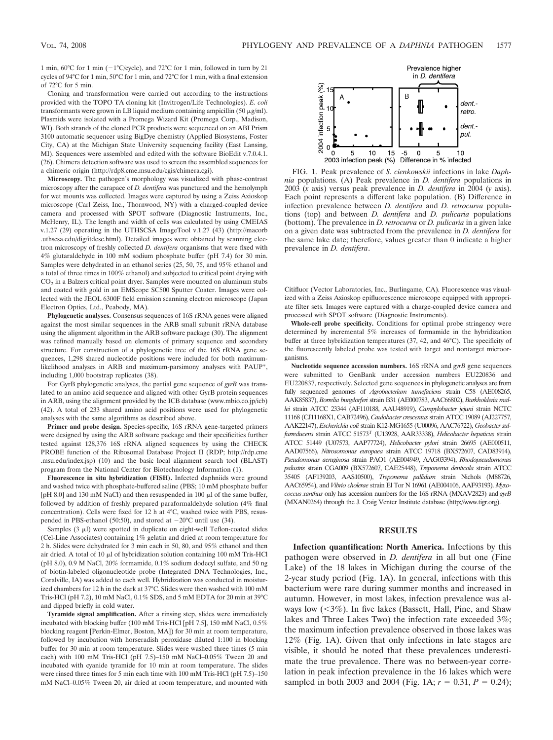1 min, 60°C for 1 min (−1°C/cycle), and 72°C for 1 min, followed in turn by 21 cycles of 94°C for 1 min, 50°C for 1 min, and 72°C for 1 min, with a final extension of 72°C for 5 min.

Cloning and transformation were carried out according to the instructions provided with the TOPO TA cloning kit (Invitrogen/Life Technologies). *E. coli* transformants were grown in LB liquid medium containing ampicillin (50 μg/ml). Plasmids were isolated with a Promega Wizard Kit (Promega Corp., Madison, WI). Both strands of the cloned PCR products were sequenced on an ABI Prism 3100 automatic sequencer using BigDye chemistry (Applied Biosystems, Foster City, CA) at the Michigan State University sequencing facility (East Lansing, MI). Sequences were assembled and edited with the software BioEdit v.7.0.4.1. (26). Chimera detection software was used to screen the assembled sequences for a chimeric origin (http://rdp8.cme.msu.edu/cgis/chimera.cgi).

**Microscopy.** The pathogen's morphology was visualized with phase-contrast microscopy after the carapace of *D. dentifera* was punctured and the hemolymph for wet mounts was collected. Images were captured by using a Zeiss Axioskop microscope (Carl Zeiss, Inc., Thornwood, NY) with a charged-coupled device camera and processed with SPOT software (Diagnostic Instruments, Inc., McHenry, IL). The length and width of cells was calculated by using CMEIAS v.1.27 (29) operating in the UTHSCSA ImageTool v.1.27 (43) (http://macorb .uthscsa.edu/dig/itdesc.html). Detailed images were obtained by scanning electron microscopy of freshly collected *D. dentifera* organisms that were fixed with 4% glutaraldehyde in 100 mM sodium phosphate buffer (pH 7.4) for 30 min. Samples were dehydrated in an ethanol series (25, 50, 75, and 95% ethanol and a total of three times in 100% ethanol) and subjected to critical point drying with $CO_2$ in a Balzers critical point dryer. Samples were mounted on aluminum stubs and coated with gold in an EMScope SC500 Sputter Coater. Images were collected with the JEOL 6300F field emission scanning electron microscope (Japan Electron Optics, Ltd., Peabody, MA).

**Phylogenetic analyses.** Consensus sequences of 16S rRNA genes were aligned against the most similar sequences in the ARB small subunit rRNA database using the alignment algorithm in the ARB software package (30). The alignment was refined manually based on elements of primary sequence and secondary structure. For construction of a phylogenetic tree of the 16S rRNA gene sequences, 1,298 shared nucleotide positions were included for both maximum-likelihood analyses in ARB and maximum-parsimony analyses with PAUP*, including 1,000 bootstrap replicates (38).

For GyrB phylogenetic analyses, the partial gene sequence of *gyrB* was translated to an amino acid sequence and aligned with other GyrB protein sequences in ARB, using the alignment provided by the ICB database (www.mbio.co.jp/icb) (42). A total of 233 shared amino acid positions were used for phylogenetic analyses with the same algorithms as described above.

**Primer and probe design.** Species-specific, 16S rRNA gene-targeted primers were designed by using the ARB software package and their specificities further tested against 128,376 16S rRNA aligned sequences by using the CHECK PROBE function of the Ribosomal Database Project II (RDP; http://rdp.cme .msu.edu/index.jsp) (10) and the basic local alignment search tool (BLAST) program from the National Center for Biotechnology Information (1).

**Fluorescence in situ hybridization (FISH).** Infected daphniids were ground and washed twice with phosphate-buffered saline (PBS; 10 mM phosphate buffer [pH 8.0] and 130 mM NaCl) and then resuspended in 100 μl of the same buffer, followed by addition of freshly prepared paraformaldehyde solution (4% final concentration). Cells were fixed for 12 h at 4°C, washed twice with PBS, resuspended in PBS-ethanol (50:50), and stored at −20°C until use (34).

Samples (3 μl) were spotted in duplicate on eight-well Teflon-coated slides (Cel-Line Associates) containing 1% gelatin and dried at room temperature for 2 h. Slides were dehydrated for 3 min each in 50, 80, and 95% ethanol and then air dried. A total of 10 μl of hybridization solution containing 100 mM Tris-HCl (pH 8.0), 0.9 M NaCl, 20% formamide, 0.1% sodium dodecyl sulfate, and 50 ng of biotin-labeled oligonucleotide probe (Integrated DNA Technologies, Inc., Coralville, IA) was added to each well. Hybridization was conducted in moisturized chambers for 12 h in the dark at 37°C. Slides were then washed with 100 mM Tris-HCl (pH 7.2), 10 mM NaCl, 0.1% SDS, and 5 mM EDTA for 20 min at 39°C and dipped briefly in cold water.

**Tyramide signal amplification.** After a rinsing step, slides were immediately incubated with blocking buffer (100 mM Tris-HCl [pH 7.5], 150 mM NaCl, 0.5% blocking reagent [Perkin-Elmer, Boston, MA]) for 30 min at room temperature, followed by incubation with horseradish peroxidase diluted 1:100 in blocking buffer for 30 min at room temperature. Slides were washed three times (5 min each) with 100 mM Tris-HCl (pH 7.5)–150 mM NaCl–0.05% Tween 20 and incubated with cyanide tyramide for 10 min at room temperature. The slides were rinsed three times for 5 min each time with 100 mM Tris-HCl (pH 7.5)–150 mM NaCl–0.05% Tween 20, air dried at room temperature, and mounted with Citifluor (Vector Laboratories, Inc., Burlingame, CA). Fluorescence was visualized with a Zeiss Axioskop epifluorescence microscope equipped with appropriate filter sets. Images were captured with a charge-coupled device camera and processed with SPOT software (Diagnostic Instruments).

**Whole-cell probe specificity.** Conditions for optimal probe stringency were determined by incremental 5% increases of formamide in the hybridization buffer at three hybridization temperatures (37, 42, and 46°C). The specificity of the fluorescently labeled probe was tested with target and nontarget microorganisms.

**Nucleotide sequence accession numbers.** 16S rRNA and *gyrB* gene sequences were submitted to GenBank under accession numbers EU220836 and EU220837, respectively. Selected gene sequences in phylogenetic analyses are from fully sequenced genomes of *Agrobacterium tumefaciens* strain C58 (AE008265, AAK85837), *Borrelia burgdorferi* strain B31 (AE000783, AAC66802), *Burkholderia mallei* strain ATCC 23344 (AF110188, AAU48919), *Campylobacter jejuni* strain NCTC 11168 (CJ11168X1, CAB72496), *Caulobacter crescentus* strain ATCC 19089 (AJ227757, AAK22147), *Escherichia coli* strain K12-MG1655 (U00096, AAC76722), *Geobacter sulfurreducens* strain ATCC 51573[T] (U13928, AAR33338), *Helicobacter hepaticus* strain ATCC 51449 (U07573, AAP77724), *Helicobacter pylori* strain 26695 (AE000511, AAD07566), *Nitrosomonas europaea* strain ATCC 19718 (BX572607, CAD83914), *Pseudomonas aeruginosa* strain PAO1 (AE004949, AAG03394), *Rhodopseudomonas palustris* strain CGA009 (BX572607, CAE25448), *Treponema denticola* strain ATCC 35405 (AF139203, AAS10500), *Treponema pallidum* strain Nichols (M88726, AAC65954), and *Vibrio cholerae* strain El Tor N 16961 (AE004106, AAF93193). *Myxococcus xanthus* only has accession numbers for the 16S rRNA (MXAV2823) and *gyrB* (MXAN0264) through the J. Craig Venter Institute database (http://www.tigr.org).

FIG. 1. Peak prevalence of *S. cienkowskii* infections in lake *Daphnia* populations. (A) Peak prevalence in *D. dentifera* populations in 2003 (*x* axis) versus peak prevalence in *D. dentifera* in 2004 (*y* axis). Each point represents a different lake population. (B) Difference in infection prevalence between *D. dentifera* and *D. retrocurva* populations (top) and between *D. dentifera* and *D. pulicaria* populations (bottom). The prevalence in *D. retrocurva* or *D. pulicaria* in a given lake on a given date was subtracted from the prevalence in *D. dentifera* for the same lake date; therefore, values greater than 0 indicate a higher prevalence in *D. dentifera*.

## RESULTS

**Infection quantification: North America.** Infections by this pathogen were observed in *D. dentifera* in all but one (Fine Lake) of the 18 lakes in Michigan during the course of the 2-year study period (Fig. 1A). In general, infections with this bacterium were rare during summer months and increased in autumn. However, in most lakes, infection prevalence was always low (<3%). In five lakes (Bassett, Hall, Pine, and Shaw lakes and Three Lakes Two) the infection rate exceeded 3%; the maximum infection prevalence observed in those lakes was 12% (Fig. 1A). Given that only infections in late stages are visible, it should be noted that these prevalences underestimate the true prevalence. There was no between-year correlation in peak infection prevalence in the 16 lakes which were sampled in both 2003 and 2004 (Fig. 1A; $r = 0.31$, $P = 0.24$);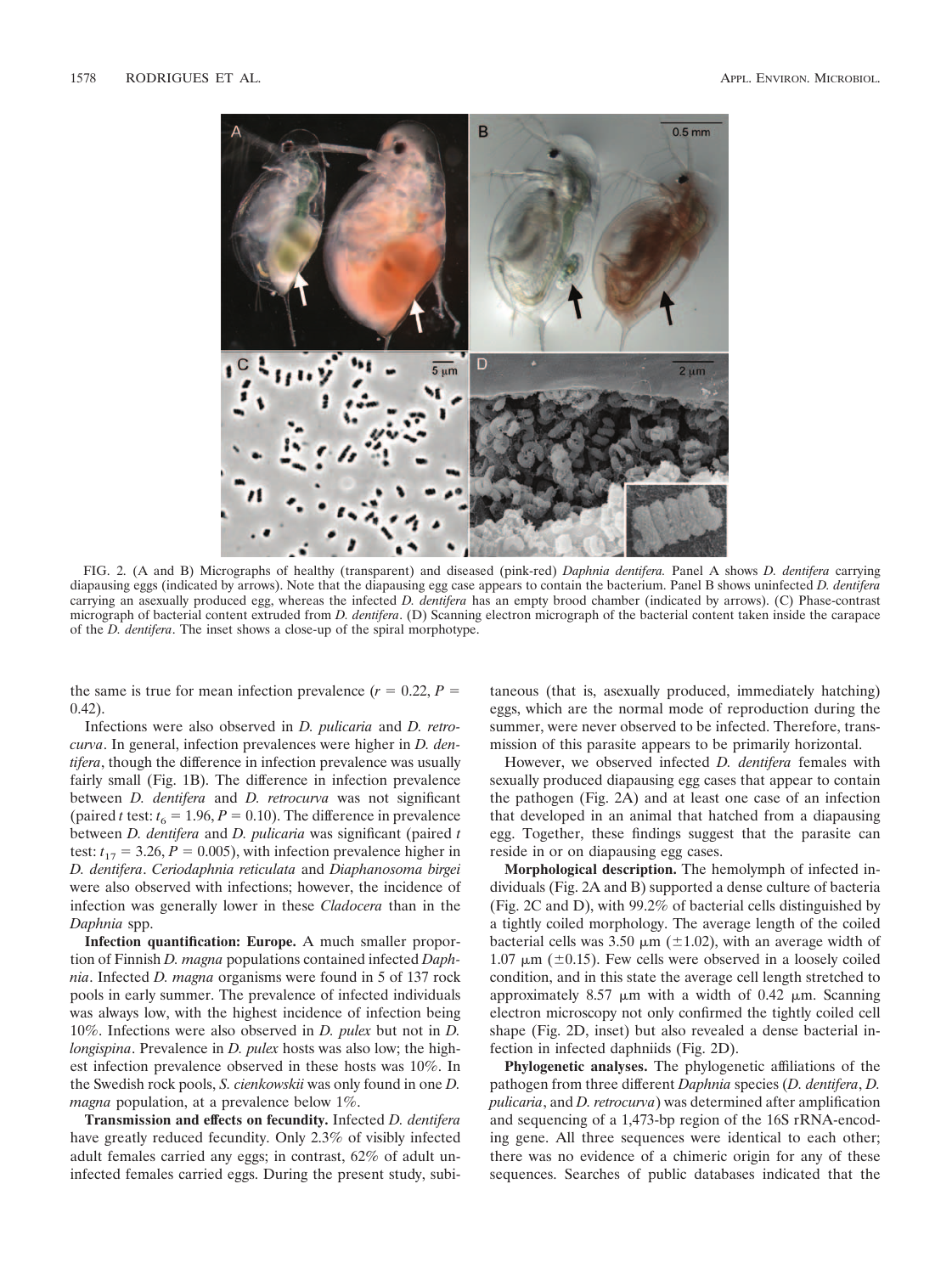FIG. 2. (A and B) Micrographs of healthy (transparent) and diseased (pink-red) *Daphnia dentifera.* Panel A shows *D. dentifera* carrying diapausing eggs (indicated by arrows). Note that the diapausing egg case appears to contain the bacterium. Panel B shows uninfected *D. dentifera* carrying an asexually produced egg, whereas the infected *D. dentifera* has an empty brood chamber (indicated by arrows). (C) Phase-contrast micrograph of bacterial content extruded from *D. dentifera*. (D) Scanning electron micrograph of the bacterial content taken inside the carapace of the *D. dentifera*. The inset shows a close-up of the spiral morphotype.

the same is true for mean infection prevalence ($r = 0.22$, $P = 0.42$).

Infections were also observed in *D. pulicaria* and *D. retrocurva*. In general, infection prevalences were higher in *D. dentifera*, though the difference in infection prevalence was usually fairly small (Fig. 1B). The difference in infection prevalence between *D. dentifera* and *D. retrocurva* was not significant (paired *t* test: $t_6 = 1.96$, $P = 0.10$). The difference in prevalence between *D. dentifera* and *D. pulicaria* was significant (paired *t* test: $t_{17} = 3.26$, $P = 0.005$), with infection prevalence higher in *D. dentifera*. *Ceriodaphnia reticulata* and *Diaphanosoma birgei* were also observed with infections; however, the incidence of infection was generally lower in these *Cladocera* than in the *Daphnia* spp.

**Infection quantification: Europe.** A much smaller proportion of Finnish *D. magna* populations contained infected *Daphnia*. Infected *D. magna* organisms were found in 5 of 137 rock pools in early summer. The prevalence of infected individuals was always low, with the highest incidence of infection being 10%. Infections were also observed in *D. pulex* but not in *D. longispina*. Prevalence in *D. pulex* hosts was also low; the highest infection prevalence observed in these hosts was 10%. In the Swedish rock pools, *S. cienkowskii* was only found in one *D. magna* population, at a prevalence below 1%.

**Transmission and effects on fecundity.** Infected *D. dentifera* have greatly reduced fecundity. Only 2.3% of visibly infected adult females carried any eggs; in contrast, 62% of adult uninfected females carried eggs. During the present study, subitaneous (that is, asexually produced, immediately hatching) eggs, which are the normal mode of reproduction during the summer, were never observed to be infected. Therefore, transmission of this parasite appears to be primarily horizontal.

However, we observed infected *D. dentifera* females with sexually produced diapausing egg cases that appear to contain the pathogen (Fig. 2A) and at least one case of an infection that developed in an animal that hatched from a diapausing egg. Together, these findings suggest that the parasite can reside in or on diapausing egg cases.

**Morphological description.** The hemolymph of infected individuals (Fig. 2A and B) supported a dense culture of bacteria (Fig. 2C and D), with 99.2% of bacterial cells distinguished by a tightly coiled morphology. The average length of the coiled bacterial cells was 3.50 μm (±1.02), with an average width of 1.07 μm (±0.15). Few cells were observed in a loosely coiled condition, and in this state the average cell length stretched to approximately 8.57 μm with a width of 0.42 μm. Scanning electron microscopy not only confirmed the tightly coiled cell shape (Fig. 2D, inset) but also revealed a dense bacterial infection in infected daphniids (Fig. 2D).

**Phylogenetic analyses.** The phylogenetic affiliations of the pathogen from three different *Daphnia* species (*D. dentifera*, *D. pulicaria*, and *D. retrocurva*) was determined after amplification and sequencing of a 1,473-bp region of the 16S rRNA-encoding gene. All three sequences were identical to each other; there was no evidence of a chimeric origin for any of these sequences. Searches of public databases indicated that the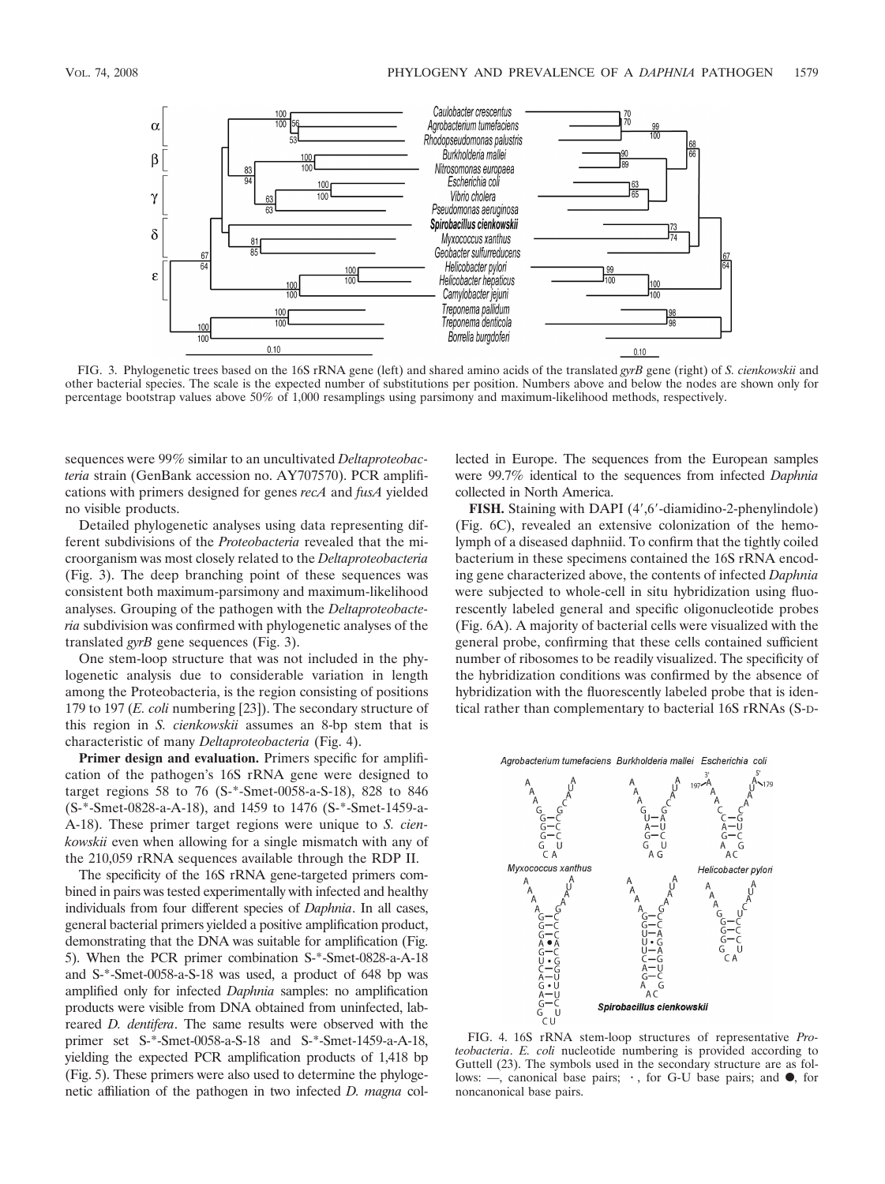FIG. 3. Phylogenetic trees based on the 16S rRNA gene (left) and shared amino acids of the translated *gyrB* gene (right) of *S. cienkowskii* and other bacterial species. The scale is the expected number of substitutions per position. Numbers above and below the nodes are shown only for percentage bootstrap values above 50% of 1,000 resamplings using parsimony and maximum-likelihood methods, respectively.

sequences were 99% similar to an uncultivated *Deltaproteobacteria* strain (GenBank accession no. AY707570). PCR amplifications with primers designed for genes *recA* and *fusA* yielded no visible products.

Detailed phylogenetic analyses using data representing different subdivisions of the *Proteobacteria* revealed that the microorganism was most closely related to the *Deltaproteobacteria* (Fig. 3). The deep branching point of these sequences was consistent both maximum-parsimony and maximum-likelihood analyses. Grouping of the pathogen with the *Deltaproteobacteria* subdivision was confirmed with phylogenetic analyses of the translated *gyrB* gene sequences (Fig. 3).

One stem-loop structure that was not included in the phylogenetic analysis due to considerable variation in length among the Proteobacteria, is the region consisting of positions 179 to 197 (*E. coli* numbering [23]). The secondary structure of this region in *S. cienkowskii* assumes an 8-bp stem that is characteristic of many *Deltaproteobacteria* (Fig. 4).

**Primer design and evaluation.** Primers specific for amplification of the pathogen's 16S rRNA gene were designed to target regions 58 to 76 (S-*-Smet-0058-a-S-18), 828 to 846 (S-*-Smet-0828-a-A-18), and 1459 to 1476 (S-*-Smet-1459-a-A-18). These primer target regions were unique to *S. cienkowskii* even when allowing for a single mismatch with any of the 210,059 rRNA sequences available through the RDP II.

The specificity of the 16S rRNA gene-targeted primers combined in pairs was tested experimentally with infected and healthy individuals from four different species of *Daphnia*. In all cases, general bacterial primers yielded a positive amplification product, demonstrating that the DNA was suitable for amplification (Fig. 5). When the PCR primer combination S-*-Smet-0828-a-A-18 and S-*-Smet-0058-a-S-18 was used, a product of 648 bp was amplified only for infected *Daphnia* samples: no amplification products were visible from DNA obtained from uninfected, labreared *D. dentifera*. The same results were observed with the primer set S-*-Smet-0058-a-S-18 and S-*-Smet-1459-a-A-18, yielding the expected PCR amplification products of 1,418 bp (Fig. 5). These primers were also used to determine the phylogenetic affiliation of the pathogen in two infected *D. magna* collected in Europe. The sequences from the European samples were 99.7% identical to the sequences from infected *Daphnia* collected in North America.

**FISH.** Staining with DAPI (4′,6′-diamidino-2-phenylindole) (Fig. 6C), revealed an extensive colonization of the hemolymph of a diseased daphniid. To confirm that the tightly coiled bacterium in these specimens contained the 16S rRNA encoding gene characterized above, the contents of infected *Daphnia* were subjected to whole-cell in situ hybridization using fluorescently labeled general and specific oligonucleotide probes (Fig. 6A). A majority of bacterial cells were visualized with the general probe, confirming that these cells contained sufficient number of ribosomes to be readily visualized. The specificity of the hybridization conditions was confirmed by the absence of hybridization with the fluorescently labeled probe that is identical rather than complementary to bacterial 16S rRNAs (S-D-

FIG. 4. 16S rRNA stem-loop structures of representative *Proteobacteria*. *E. coli* nucleotide numbering is provided according to Guttell (23). The symbols used in the secondary structure are as follows: —, canonical base pairs; ·, for G-U base pairs; and ●, for noncanonical base pairs.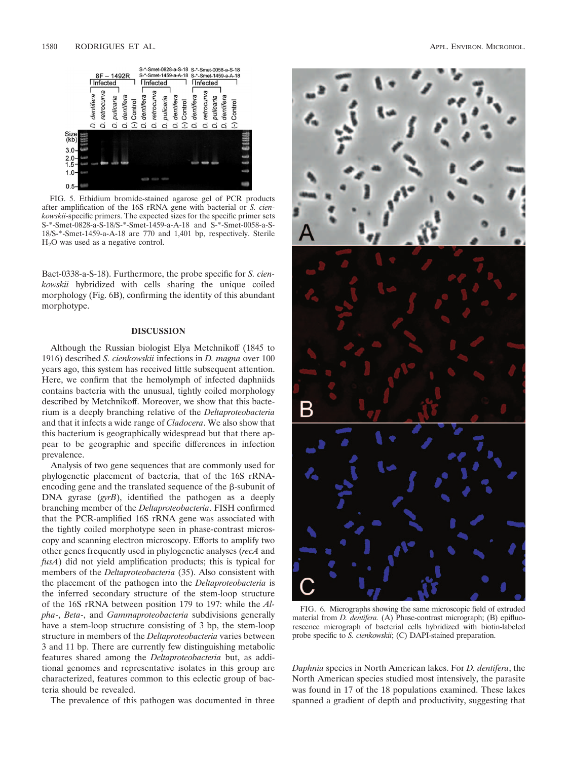FIG. 5. Ethidium bromide-stained agarose gel of PCR products after amplification of the 16S rRNA gene with bacterial or *S. cienkowskii*-specific primers. The expected sizes for the specific primer sets S-*-Smet-0828-a-S-18/S-*-Smet-1459-a-A-18 and S-*-Smet-0058-a-S-18/S-*-Smet-1459-a-A-18 are 770 and 1,401 bp, respectively. Sterile $H_2O$ was used as a negative control.

Bact-0338-a-S-18). Furthermore, the probe specific for *S. cienkowskii* hybridized with cells sharing the unique coiled morphology (Fig. 6B), confirming the identity of this abundant morphotype.

## DISCUSSION

Although the Russian biologist Elya Metchnikoff (1845 to 1916) described *S. cienkowskii* infections in *D. magna* over 100 years ago, this system has received little subsequent attention. Here, we confirm that the hemolymph of infected daphniids contains bacteria with the unusual, tightly coiled morphology described by Metchnikoff. Moreover, we show that this bacterium is a deeply branching relative of the *Deltaproteobacteria* and that it infects a wide range of *Cladocera*. We also show that this bacterium is geographically widespread but that there appear to be geographic and specific differences in infection prevalence.

Analysis of two gene sequences that are commonly used for phylogenetic placement of bacteria, that of the 16S rRNA-encoding gene and the translated sequence of the β-subunit of DNA gyrase (*gyrB*), identified the pathogen as a deeply branching member of the *Deltaproteobacteria*. FISH confirmed that the PCR-amplified 16S rRNA gene was associated with the tightly coiled morphotype seen in phase-contrast microscopy and scanning electron microscopy. Efforts to amplify two other genes frequently used in phylogenetic analyses (*recA* and *fusA*) did not yield amplification products; this is typical for members of the *Deltaproteobacteria* (35). Also consistent with the placement of the pathogen into the *Deltaproteobacteria* is the inferred secondary structure of the stem-loop structure of the 16S rRNA between position 179 to 197: while the *Alpha*-, *Beta*-, and *Gammaproteobacteria* subdivisions generally have a stem-loop structure consisting of 3 bp, the stem-loop structure in members of the *Deltaproteobacteria* varies between 3 and 11 bp. There are currently few distinguishing metabolic features shared among the *Deltaproteobacteria* but, as additional genomes and representative isolates in this group are characterized, features common to this eclectic group of bacteria should be revealed.

The prevalence of this pathogen was documented in three *Daphnia* species in North American lakes. For *D. dentifera*, the North American species studied most intensively, the parasite was found in 17 of the 18 populations examined. These lakes spanned a gradient of depth and productivity, suggesting that

FIG. 6. Micrographs showing the same microscopic field of extruded material from *D. dentifera.* (A) Phase-contrast micrograph; (B) epifluorescence micrograph of bacterial cells hybridized with biotin-labeled probe specific to *S. cienkowskii*; (C) DAPI-stained preparation.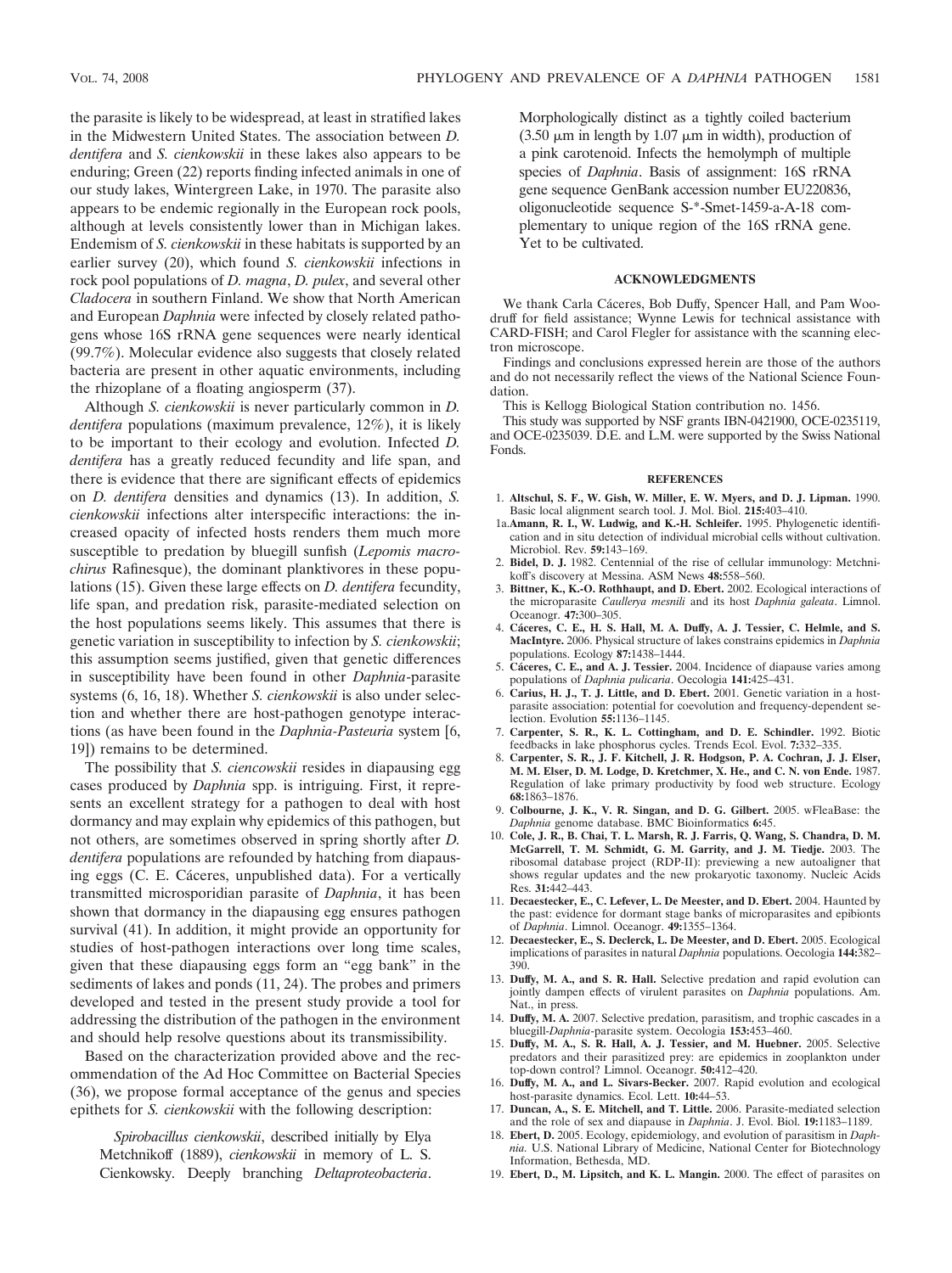the parasite is likely to be widespread, at least in stratified lakes in the Midwestern United States. The association between *D. dentifera* and *S. cienkowskii* in these lakes also appears to be enduring; Green (22) reports finding infected animals in one of our study lakes, Wintergreen Lake, in 1970. The parasite also appears to be endemic regionally in the European rock pools, although at levels consistently lower than in Michigan lakes. Endemism of *S. cienkowskii* in these habitats is supported by an earlier survey (20), which found *S. cienkowskii* infections in rock pool populations of *D. magna*, *D. pulex*, and several other *Cladocera* in southern Finland. We show that North American and European *Daphnia* were infected by closely related pathogens whose 16S rRNA gene sequences were nearly identical (99.7%). Molecular evidence also suggests that closely related bacteria are present in other aquatic environments, including the rhizoplane of a floating angiosperm (37).

Although *S. cienkowskii* is never particularly common in *D. dentifera* populations (maximum prevalence, 12%), it is likely to be important to their ecology and evolution. Infected *D. dentifera* has a greatly reduced fecundity and life span, and there is evidence that there are significant effects of epidemics on *D. dentifera* densities and dynamics (13). In addition, *S. cienkowskii* infections alter interspecific interactions: the increased opacity of infected hosts renders them much more susceptible to predation by bluegill sunfish (*Lepomis macrochirus* Rafinesque), the dominant planktivores in these populations (15). Given these large effects on *D. dentifera* fecundity, life span, and predation risk, parasite-mediated selection on the host populations seems likely. This assumes that there is genetic variation in susceptibility to infection by *S. cienkowskii*; this assumption seems justified, given that genetic differences in susceptibility have been found in other *Daphnia*-parasite systems (6, 16, 18). Whether *S. cienkowskii* is also under selection and whether there are host-pathogen genotype interactions (as have been found in the *Daphnia-Pasteuria* system [6, 19]) remains to be determined.

The possibility that *S. ciencowskii* resides in diapausing egg cases produced by *Daphnia* spp. is intriguing. First, it represents an excellent strategy for a pathogen to deal with host dormancy and may explain why epidemics of this pathogen, but not others, are sometimes observed in spring shortly after *D. dentifera* populations are refounded by hatching from diapausing eggs (C. E. Cáceres, unpublished data). For a vertically transmitted microsporidian parasite of *Daphnia*, it has been shown that dormancy in the diapausing egg ensures pathogen survival (41). In addition, it might provide an opportunity for studies of host-pathogen interactions over long time scales, given that these diapausing eggs form an "egg bank" in the sediments of lakes and ponds (11, 24). The probes and primers developed and tested in the present study provide a tool for addressing the distribution of the pathogen in the environment and should help resolve questions about its transmissibility.

Based on the characterization provided above and the recommendation of the Ad Hoc Committee on Bacterial Species (36), we propose formal acceptance of the genus and species epithets for *S. cienkowskii* with the following description:

> *Spirobacillus cienkowskii*, described initially by Elya Metchnikoff (1889), *cienkowskii* in memory of L. S. Cienkowsky. Deeply branching *Deltaproteobacteria*. Morphologically distinct as a tightly coiled bacterium (3.50 μm in length by 1.07 μm in width), production of a pink carotenoid. Infects the hemolymph of multiple species of *Daphnia*. Basis of assignment: 16S rRNA gene sequence GenBank accession number EU220836, oligonucleotide sequence S-*-Smet-1459-a-A-18 complementary to unique region of the 16S rRNA gene. Yet to be cultivated.

## ACKNOWLEDGMENTS

We thank Carla Cáceres, Bob Duffy, Spencer Hall, and Pam Woodruff for field assistance; Wynne Lewis for technical assistance with CARD-FISH; and Carol Flegler for assistance with the scanning electron microscope.

Findings and conclusions expressed herein are those of the authors and do not necessarily reflect the views of the National Science Foundation.

This is Kellogg Biological Station contribution no. 1456.

This study was supported by NSF grants IBN-0421900, OCE-0235119, and OCE-0235039. D.E. and L.M. were supported by the Swiss National Fonds.

## REFERENCES

1. **Altschul, S. F., W. Gish, W. Miller, E. W. Myers, and D. J. Lipman.** 1990. Basic local alignment search tool. J. Mol. Biol. **215:**403–410.

1a. **Amann, R. I., W. Ludwig, and K.-H. Schleifer.** 1995. Phylogenetic identification and in situ detection of individual microbial cells without cultivation. Microbiol. Rev. **59:**143–169.

2. **Bidel, D. J.** 1982. Centennial of the rise of cellular immunology: Metchnikoff's discovery at Messina. ASM News **48:**558–560.
3. **Bittner, K., K.-O. Rothhaupt, and D. Ebert.** 2002. Ecological interactions of the microparasite *Caullerya mesnili* and its host *Daphnia galeata*. Limnol. Oceanogr. **47:**300–305.
4. **Cáceres, C. E., H. S. Hall, M. A. Duffy, A. J. Tessier, C. Helmle, and S. MacIntyre.** 2006. Physical structure of lakes constrains epidemics in *Daphnia* populations. Ecology **87:**1438–1444.
5. **Cáceres, C. E., and A. J. Tessier.** 2004. Incidence of diapause varies among populations of *Daphnia pulicaria*. Oecologia **141:**425–431.
6. **Carius, H. J., T. J. Little, and D. Ebert.** 2001. Genetic variation in a host-parasite association: potential for coevolution and frequency-dependent selection. Evolution **55:**1136–1145.
7. **Carpenter, S. R., K. L. Cottingham, and D. E. Schindler.** 1992. Biotic feedbacks in lake phosphorus cycles. Trends Ecol. Evol. **7:**332–335.
8. **Carpenter, S. R., J. F. Kitchell, J. R. Hodgson, P. A. Cochran, J. J. Elser, M. M. Elser, D. M. Lodge, D. Kretchmer, X. He., and C. N. von Ende.** 1987. Regulation of lake primary productivity by food web structure. Ecology **68:**1863–1876.
9. **Colbourne, J. K., V. R. Singan, and D. G. Gilbert.** 2005. wFleaBase: the *Daphnia* genome database. BMC Bioinformatics **6:**45.
10. **Cole, J. R., B. Chai, T. L. Marsh, R. J. Farris, Q. Wang, S. Chandra, D. M. McGarrell, T. M. Schmidt, G. M. Garrity, and J. M. Tiedje.** 2003. The ribosomal database project (RDP-II): previewing a new autoaligner that shows regular updates and the new prokaryotic taxonomy. Nucleic Acids Res. **31:**442–443.
11. **Decaestecker, E., C. Lefever, L. De Meester, and D. Ebert.** 2004. Haunted by the past: evidence for dormant stage banks of microparasites and epibionts of *Daphnia*. Limnol. Oceanogr. **49:**1355–1364.
12. **Decaestecker, E., S. Declerck, L. De Meester, and D. Ebert.** 2005. Ecological implications of parasites in natural *Daphnia* populations. Oecologia **144:**382–390.
13. **Duffy, M. A., and S. R. Hall.** Selective predation and rapid evolution can jointly dampen effects of virulent parasites on *Daphnia* populations. Am. Nat., in press.
14. **Duffy, M. A.** 2007. Selective predation, parasitism, and trophic cascades in a bluegill-*Daphnia*-parasite system. Oecologia **153:**453–460.
15. **Duffy, M. A., S. R. Hall, A. J. Tessier, and M. Huebner.** 2005. Selective predators and their parasitized prey: are epidemics in zooplankton under top-down control? Limnol. Oceanogr. **50:**412–420.
16. **Duffy, M. A., and L. Sivars-Becker.** 2007. Rapid evolution and ecological host-parasite dynamics. Ecol. Lett. **10:**44–53.
17. **Duncan, A., S. E. Mitchell, and T. Little.** 2006. Parasite-mediated selection and the role of sex and diapause in *Daphnia*. J. Evol. Biol. **19:**1183–1189.
18. **Ebert, D.** 2005. Ecology, epidemiology, and evolution of parasitism in *Daphnia*. U.S. National Library of Medicine, National Center for Biotechnology Information, Bethesda, MD.
19. **Ebert, D., M. Lipsitch, and K. L. Mangin.** 2000. The effect of parasites on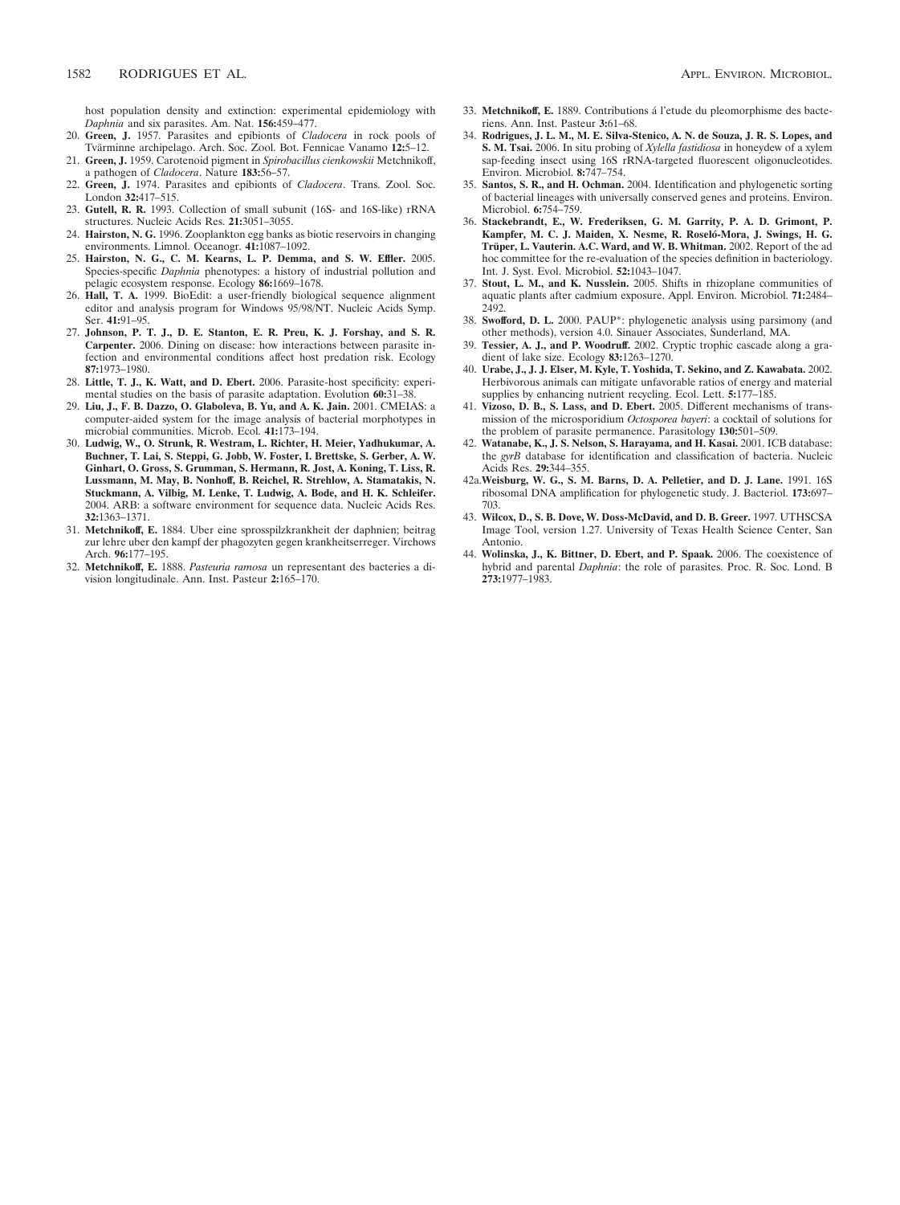host population density and extinction: experimental epidemiology with *Daphnia* and six parasites. Am. Nat. **156:**459–477.

20. **Green, J.** 1957. Parasites and epibionts of *Cladocera* in rock pools of Tvärminne archipelago. Arch. Soc. Zool. Bot. Fennicae Vanamo **12:**5–12.
21. **Green, J.** 1959. Carotenoid pigment in *Spirobacillus cienkowskii* Metchnikoff, a pathogen of *Cladocera*. Nature **183:**56–57.
22. **Green, J.** 1974. Parasites and epibionts of *Cladocera*. Trans. Zool. Soc. London **32:**417–515.
23. **Gutell, R. R.** 1993. Collection of small subunit (16S- and 16S-like) rRNA structures. Nucleic Acids Res. **21:**3051–3055.
24. **Hairston, N. G.** 1996. Zooplankton egg banks as biotic reservoirs in changing environments. Limnol. Oceanogr. **41:**1087–1092.
25. **Hairston, N. G., C. M. Kearns, L. P. Demma, and S. W. Effler.** 2005. Species-specific *Daphnia* phenotypes: a history of industrial pollution and pelagic ecosystem response. Ecology **86:**1669–1678.
26. **Hall, T. A.** 1999. BioEdit: a user-friendly biological sequence alignment editor and analysis program for Windows 95/98/NT. Nucleic Acids Symp. Ser. **41:**91–95.
27. **Johnson, P. T. J., D. E. Stanton, E. R. Preu, K. J. Forshay, and S. R. Carpenter.** 2006. Dining on disease: how interactions between parasite infection and environmental conditions affect host predation risk. Ecology **87:**1973–1980.
28. **Little, T. J., K. Watt, and D. Ebert.** 2006. Parasite-host specificity: experimental studies on the basis of parasite adaptation. Evolution **60:**31–38.
29. **Liu, J., F. B. Dazzo, O. Glaboleva, B. Yu, and A. K. Jain.** 2001. CMEIAS: a computer-aided system for the image analysis of bacterial morphotypes in microbial communities. Microb. Ecol. **41:**173–194.
30. **Ludwig, W., O. Strunk, R. Westram, L. Richter, H. Meier, Yadhukumar, A. Buchner, T. Lai, S. Steppi, G. Jobb, W. Foster, I. Brettske, S. Gerber, A. W. Ginhart, O. Gross, S. Grumman, S. Hermann, R. Jost, A. Koning, T. Liss, R. Lussmann, M. May, B. Nonhoff, B. Reichel, R. Strehlow, A. Stamatakis, N. Stuckmann, A. Vilbig, M. Lenke, T. Ludwig, A. Bode, and H. K. Schleifer.** 2004. ARB: a software environment for sequence data. Nucleic Acids Res. **32:**1363–1371.
31. **Metchnikoff, E.** 1884. Uber eine sprosspilzkrankheit der daphnien; beitrag zur lehre uber den kampf der phagozyten gegen krankheitserreger. Virchows Arch. **96:**177–195.
32. **Metchnikoff, E.** 1888. *Pasteuria ramosa* un representant des bacteries a division longitudinale. Ann. Inst. Pasteur **2:**165–170.
33. **Metchnikoff, E.** 1889. Contributions á l'etude du pleomorphisme des bacteriens. Ann. Inst. Pasteur **3:**61–68.
34. **Rodrigues, J. L. M., M. E. Silva-Stenico, A. N. de Souza, J. R. S. Lopes, and S. M. Tsai.** 2006. In situ probing of *Xylella fastidiosa* in honeydew of a xylem sap-feeding insect using 16S rRNA-targeted fluorescent oligonucleotides. Environ. Microbiol. **8:**747–754.
35. **Santos, S. R., and H. Ochman.** 2004. Identification and phylogenetic sorting of bacterial lineages with universally conserved genes and proteins. Environ. Microbiol. **6:**754–759.
36. **Stackebrandt, E., W. Frederiksen, G. M. Garrity, P. A. D. Grimont, P. Kampfer, M. C. J. Maiden, X. Nesme, R. Roseló-Mora, J. Swings, H. G. Trüper, L. Vauterin. A.C. Ward, and W. B. Whitman.** 2002. Report of the ad hoc committee for the re-evaluation of the species definition in bacteriology. Int. J. Syst. Evol. Microbiol. **52:**1043–1047.
37. **Stout, L. M., and K. Nusslein.** 2005. Shifts in rhizoplane communities of aquatic plants after cadmium exposure. Appl. Environ. Microbiol. **71:**2484–2492.
38. **Swofford, D. L.** 2000. PAUP*: phylogenetic analysis using parsimony (and other methods), version 4.0. Sinauer Associates, Sunderland, MA.
39. **Tessier, A. J., and P. Woodruff.** 2002. Cryptic trophic cascade along a gradient of lake size. Ecology **83:**1263–1270.
40. **Urabe, J., J. J. Elser, M. Kyle, T. Yoshida, T. Sekino, and Z. Kawabata.** 2002. Herbivorous animals can mitigate unfavorable ratios of energy and material supplies by enhancing nutrient recycling. Ecol. Lett. **5:**177–185.
41. **Vizoso, D. B., S. Lass, and D. Ebert.** 2005. Different mechanisms of transmission of the microsporidium *Octosporea bayeri*: a cocktail of solutions for the problem of parasite permanence. Parasitology **130:**501–509.
42. **Watanabe, K., J. S. Nelson, S. Harayama, and H. Kasai.** 2001. ICB database: the *gyrB* database for identification and classification of bacteria. Nucleic Acids Res. **29:**344–355.

42a. **Weisburg, W. G., S. M. Barns, D. A. Pelletier, and D. J. Lane.** 1991. 16S ribosomal DNA amplification for phylogenetic study. J. Bacteriol. **173:**697–703.

43. **Wilcox, D., S. B. Dove, W. Doss-McDavid, and D. B. Greer.** 1997. UTHSCSA Image Tool, version 1.27. University of Texas Health Science Center, San Antonio.
44. **Wolinska, J., K. Bittner, D. Ebert, and P. Spaak.** 2006. The coexistence of hybrid and parental *Daphnia*: the role of parasites. Proc. R. Soc. Lond. B **273:**1977–1983.